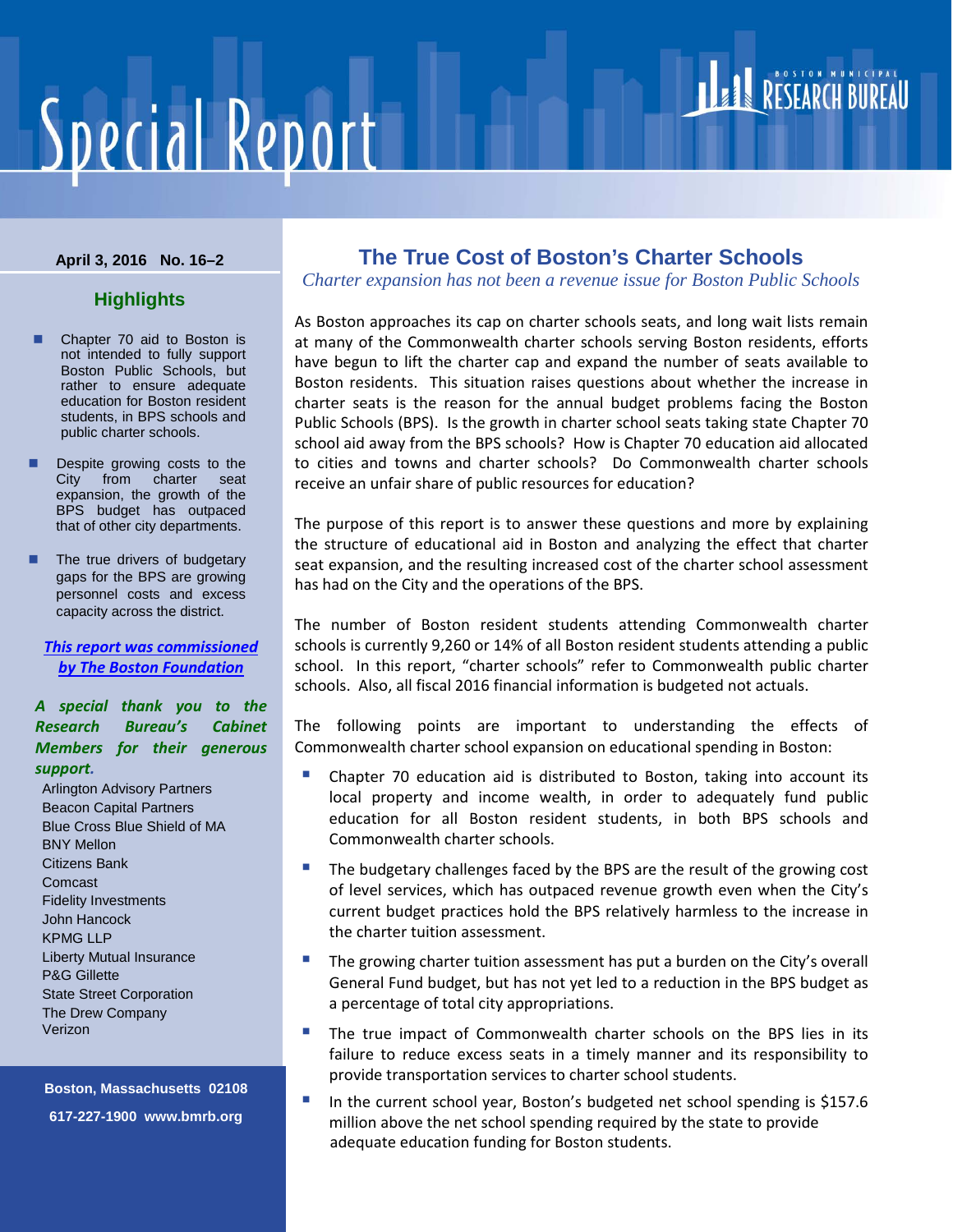# Special Report

BOSTON MUNICIPAL RESEARCH BUREAU

**April 3, 2016 No. 16–2**

## Highlights

- Chapter 70 aid to Boston is not intended to fully support Boston Public Schools, but rather to ensure adequate education for Boston resident students, in BPS schools and public charter schools.
- Despite growing costs to the City from charter seat expansion, the growth of the BPS budget has outpaced that of other city departments.
- The true drivers of budgetary gaps for the BPS are growing personnel costs and excess capacity across the district.

***This report was commissioned by The Boston Foundation***

***A special thank you to the Research Bureau's Cabinet Members for their generous support.***

Arlington Advisory Partners
Beacon Capital Partners
Blue Cross Blue Shield of MA
BNY Mellon
Citizens Bank
Comcast
Fidelity Investments
John Hancock
KPMG LLP
Liberty Mutual Insurance
P&G Gillette
State Street Corporation
The Drew Company
Verizon

**Boston, Massachusetts 02108**
**617-227-1900 www.bmrb.org**

# The True Cost of Boston's Charter Schools

*Charter expansion has not been a revenue issue for Boston Public Schools*

As Boston approaches its cap on charter schools seats, and long wait lists remain at many of the Commonwealth charter schools serving Boston residents, efforts have begun to lift the charter cap and expand the number of seats available to Boston residents. This situation raises questions about whether the increase in charter seats is the reason for the annual budget problems facing the Boston Public Schools (BPS). Is the growth in charter school seats taking state Chapter 70 school aid away from the BPS schools? How is Chapter 70 education aid allocated to cities and towns and charter schools? Do Commonwealth charter schools receive an unfair share of public resources for education?

The purpose of this report is to answer these questions and more by explaining the structure of educational aid in Boston and analyzing the effect that charter seat expansion, and the resulting increased cost of the charter school assessment has had on the City and the operations of the BPS.

The number of Boston resident students attending Commonwealth charter schools is currently 9,260 or 14% of all Boston resident students attending a public school. In this report, "charter schools" refer to Commonwealth public charter schools. Also, all fiscal 2016 financial information is budgeted not actuals.

The following points are important to understanding the effects of Commonwealth charter school expansion on educational spending in Boston:

- Chapter 70 education aid is distributed to Boston, taking into account its local property and income wealth, in order to adequately fund public education for all Boston resident students, in both BPS schools and Commonwealth charter schools.
- The budgetary challenges faced by the BPS are the result of the growing cost of level services, which has outpaced revenue growth even when the City's current budget practices hold the BPS relatively harmless to the increase in the charter tuition assessment.
- The growing charter tuition assessment has put a burden on the City's overall General Fund budget, but has not yet led to a reduction in the BPS budget as a percentage of total city appropriations.
- The true impact of Commonwealth charter schools on the BPS lies in its failure to reduce excess seats in a timely manner and its responsibility to provide transportation services to charter school students.
- In the current school year, Boston's budgeted net school spending is $157.6 million above the net school spending required by the state to provide adequate education funding for Boston students.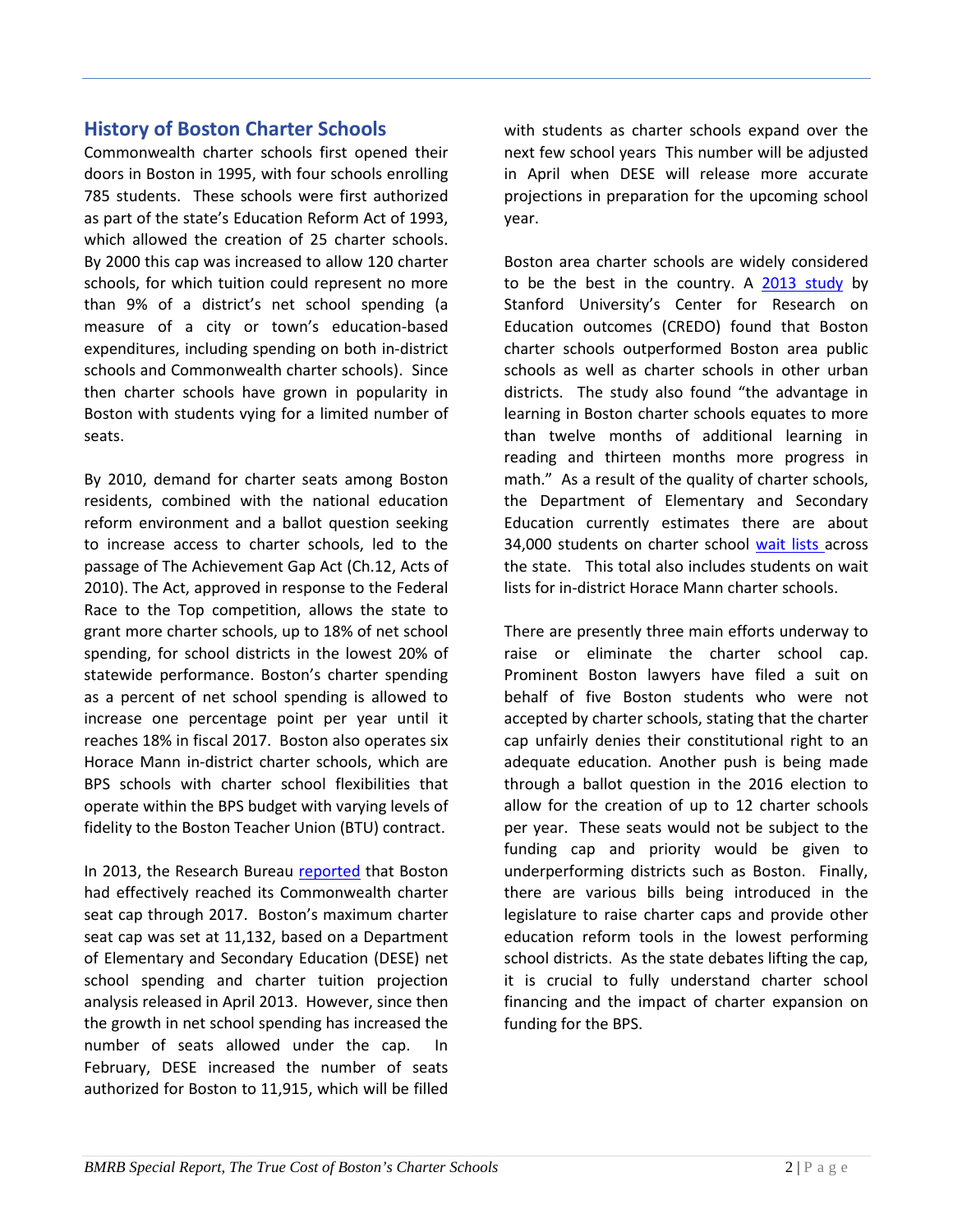## History of Boston Charter Schools

Commonwealth charter schools first opened their doors in Boston in 1995, with four schools enrolling 785 students. These schools were first authorized as part of the state's Education Reform Act of 1993, which allowed the creation of 25 charter schools. By 2000 this cap was increased to allow 120 charter schools, for which tuition could represent no more than 9% of a district's net school spending (a measure of a city or town's education-based expenditures, including spending on both in-district schools and Commonwealth charter schools). Since then charter schools have grown in popularity in Boston with students vying for a limited number of seats.

By 2010, demand for charter seats among Boston residents, combined with the national education reform environment and a ballot question seeking to increase access to charter schools, led to the passage of The Achievement Gap Act (Ch.12, Acts of 2010). The Act, approved in response to the Federal Race to the Top competition, allows the state to grant more charter schools, up to 18% of net school spending, for school districts in the lowest 20% of statewide performance. Boston's charter spending as a percent of net school spending is allowed to increase one percentage point per year until it reaches 18% in fiscal 2017. Boston also operates six Horace Mann in-district charter schools, which are BPS schools with charter school flexibilities that operate within the BPS budget with varying levels of fidelity to the Boston Teacher Union (BTU) contract.

In 2013, the Research Bureau reported that Boston had effectively reached its Commonwealth charter seat cap through 2017. Boston's maximum charter seat cap was set at 11,132, based on a Department of Elementary and Secondary Education (DESE) net school spending and charter tuition projection analysis released in April 2013. However, since then the growth in net school spending has increased the number of seats allowed under the cap. In February, DESE increased the number of seats authorized for Boston to 11,915, which will be filled with students as charter schools expand over the next few school years This number will be adjusted in April when DESE will release more accurate projections in preparation for the upcoming school year.

Boston area charter schools are widely considered to be the best in the country. A 2013 study by Stanford University's Center for Research on Education outcomes (CREDO) found that Boston charter schools outperformed Boston area public schools as well as charter schools in other urban districts. The study also found "the advantage in learning in Boston charter schools equates to more than twelve months of additional learning in reading and thirteen months more progress in math." As a result of the quality of charter schools, the Department of Elementary and Secondary Education currently estimates there are about 34,000 students on charter school wait lists across the state. This total also includes students on wait lists for in-district Horace Mann charter schools.

There are presently three main efforts underway to raise or eliminate the charter school cap. Prominent Boston lawyers have filed a suit on behalf of five Boston students who were not accepted by charter schools, stating that the charter cap unfairly denies their constitutional right to an adequate education. Another push is being made through a ballot question in the 2016 election to allow for the creation of up to 12 charter schools per year. These seats would not be subject to the funding cap and priority would be given to underperforming districts such as Boston. Finally, there are various bills being introduced in the legislature to raise charter caps and provide other education reform tools in the lowest performing school districts. As the state debates lifting the cap, it is crucial to fully understand charter school financing and the impact of charter expansion on funding for the BPS.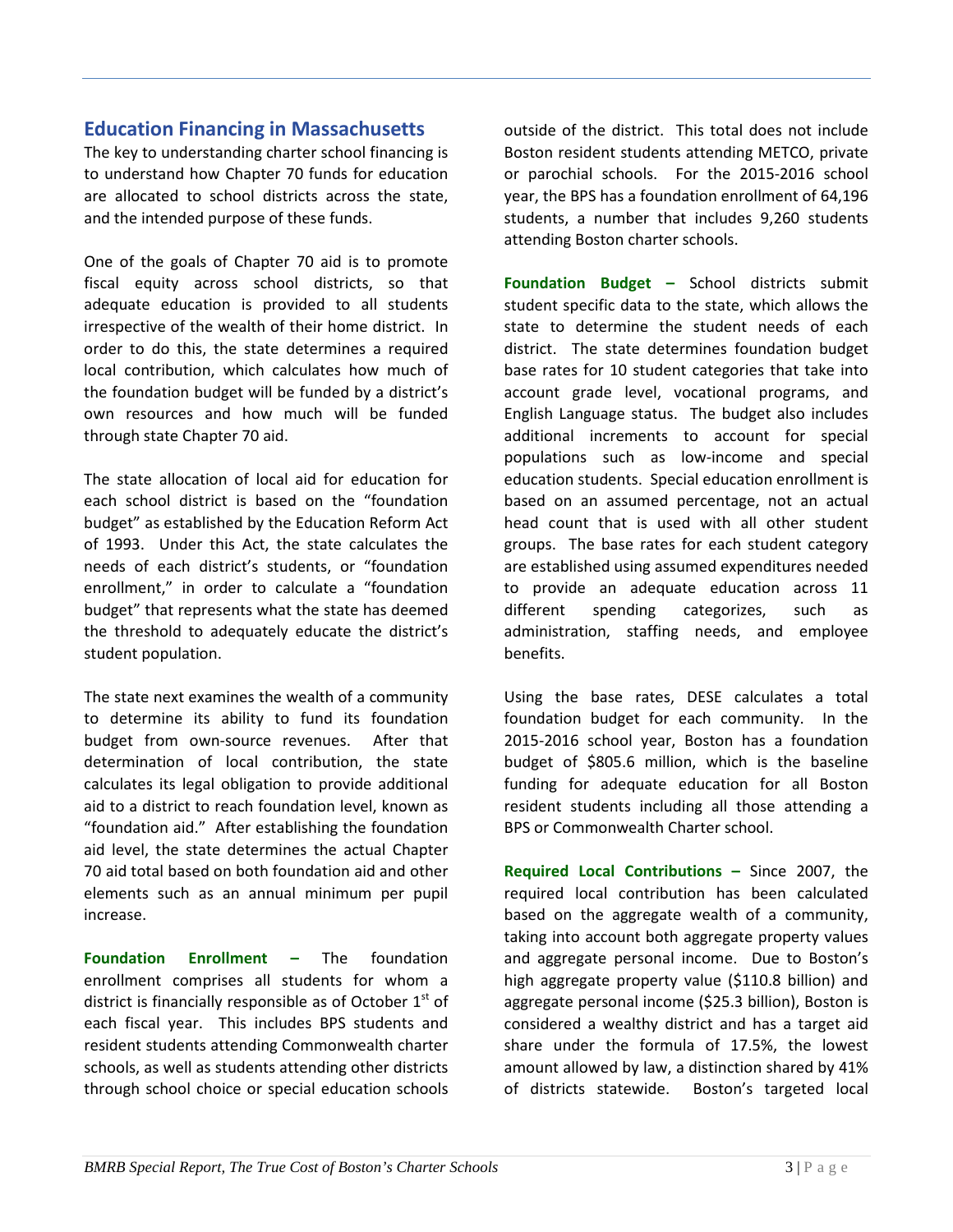## Education Financing in Massachusetts

The key to understanding charter school financing is to understand how Chapter 70 funds for education are allocated to school districts across the state, and the intended purpose of these funds.

One of the goals of Chapter 70 aid is to promote fiscal equity across school districts, so that adequate education is provided to all students irrespective of the wealth of their home district. In order to do this, the state determines a required local contribution, which calculates how much of the foundation budget will be funded by a district's own resources and how much will be funded through state Chapter 70 aid.

The state allocation of local aid for education for each school district is based on the "foundation budget" as established by the Education Reform Act of 1993. Under this Act, the state calculates the needs of each district's students, or "foundation enrollment," in order to calculate a "foundation budget" that represents what the state has deemed the threshold to adequately educate the district's student population.

The state next examines the wealth of a community to determine its ability to fund its foundation budget from own-source revenues. After that determination of local contribution, the state calculates its legal obligation to provide additional aid to a district to reach foundation level, known as "foundation aid." After establishing the foundation aid level, the state determines the actual Chapter 70 aid total based on both foundation aid and other elements such as an annual minimum per pupil increase.

**Foundation Enrollment –** The foundation enrollment comprises all students for whom a district is financially responsible as of October 1st of each fiscal year. This includes BPS students and resident students attending Commonwealth charter schools, as well as students attending other districts through school choice or special education schools outside of the district. This total does not include Boston resident students attending METCO, private or parochial schools. For the 2015-2016 school year, the BPS has a foundation enrollment of 64,196 students, a number that includes 9,260 students attending Boston charter schools.

**Foundation Budget –** School districts submit student specific data to the state, which allows the state to determine the student needs of each district. The state determines foundation budget base rates for 10 student categories that take into account grade level, vocational programs, and English Language status. The budget also includes additional increments to account for special populations such as low-income and special education students. Special education enrollment is based on an assumed percentage, not an actual head count that is used with all other student groups. The base rates for each student category are established using assumed expenditures needed to provide an adequate education across 11 different spending categorizes, such as administration, staffing needs, and employee benefits.

Using the base rates, DESE calculates a total foundation budget for each community. In the 2015-2016 school year, Boston has a foundation budget of $805.6 million, which is the baseline funding for adequate education for all Boston resident students including all those attending a BPS or Commonwealth Charter school.

**Required Local Contributions –** Since 2007, the required local contribution has been calculated based on the aggregate wealth of a community, taking into account both aggregate property values and aggregate personal income. Due to Boston's high aggregate property value ($110.8 billion) and aggregate personal income ($25.3 billion), Boston is considered a wealthy district and has a target aid share under the formula of 17.5%, the lowest amount allowed by law, a distinction shared by 41% of districts statewide. Boston's targeted local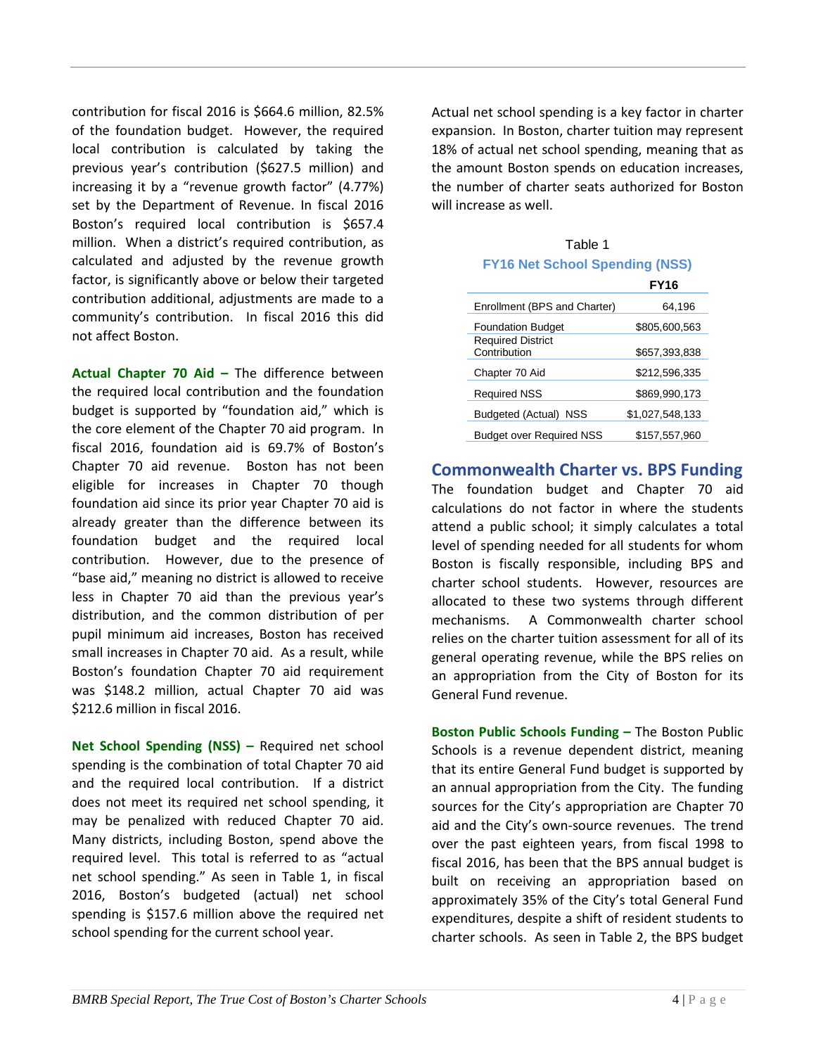contribution for fiscal 2016 is $664.6 million, 82.5% of the foundation budget. However, the required local contribution is calculated by taking the previous year's contribution ($627.5 million) and increasing it by a "revenue growth factor" (4.77%) set by the Department of Revenue. In fiscal 2016 Boston's required local contribution is $657.4 million. When a district's required contribution, as calculated and adjusted by the revenue growth factor, is significantly above or below their targeted contribution additional, adjustments are made to a community's contribution. In fiscal 2016 this did not affect Boston.

**Actual Chapter 70 Aid –** The difference between the required local contribution and the foundation budget is supported by "foundation aid," which is the core element of the Chapter 70 aid program. In fiscal 2016, foundation aid is 69.7% of Boston's Chapter 70 aid revenue. Boston has not been eligible for increases in Chapter 70 though foundation aid since its prior year Chapter 70 aid is already greater than the difference between its foundation budget and the required local contribution. However, due to the presence of "base aid," meaning no district is allowed to receive less in Chapter 70 aid than the previous year's distribution, and the common distribution of per pupil minimum aid increases, Boston has received small increases in Chapter 70 aid. As a result, while Boston's foundation Chapter 70 aid requirement was $148.2 million, actual Chapter 70 aid was $212.6 million in fiscal 2016.

**Net School Spending (NSS) –** Required net school spending is the combination of total Chapter 70 aid and the required local contribution. If a district does not meet its required net school spending, it may be penalized with reduced Chapter 70 aid. Many districts, including Boston, spend above the required level. This total is referred to as "actual net school spending." As seen in Table 1, in fiscal 2016, Boston's budgeted (actual) net school spending is $157.6 million above the required net school spending for the current school year.

Actual net school spending is a key factor in charter expansion. In Boston, charter tuition may represent 18% of actual net school spending, meaning that as the amount Boston spends on education increases, the number of charter seats authorized for Boston will increase as well.

Table 1
**FY16 Net School Spending (NSS)**

| | FY16 |
|---|---|
| Enrollment (BPS and Charter) | 64,196 |
| Foundation Budget | $805,600,563 |
| Required District Contribution | $657,393,838 |
| Chapter 70 Aid | $212,596,335 |
| Required NSS | $869,990,173 |
| Budgeted (Actual) NSS | $1,027,548,133 |
| Budget over Required NSS | $157,557,960 |

## Commonwealth Charter vs. BPS Funding

The foundation budget and Chapter 70 aid calculations do not factor in where the students attend a public school; it simply calculates a total level of spending needed for all students for whom Boston is fiscally responsible, including BPS and charter school students. However, resources are allocated to these two systems through different mechanisms. A Commonwealth charter school relies on the charter tuition assessment for all of its general operating revenue, while the BPS relies on an appropriation from the City of Boston for its General Fund revenue.

**Boston Public Schools Funding –** The Boston Public Schools is a revenue dependent district, meaning that its entire General Fund budget is supported by an annual appropriation from the City. The funding sources for the City's appropriation are Chapter 70 aid and the City's own-source revenues. The trend over the past eighteen years, from fiscal 1998 to fiscal 2016, has been that the BPS annual budget is built on receiving an appropriation based on approximately 35% of the City's total General Fund expenditures, despite a shift of resident students to charter schools. As seen in Table 2, the BPS budget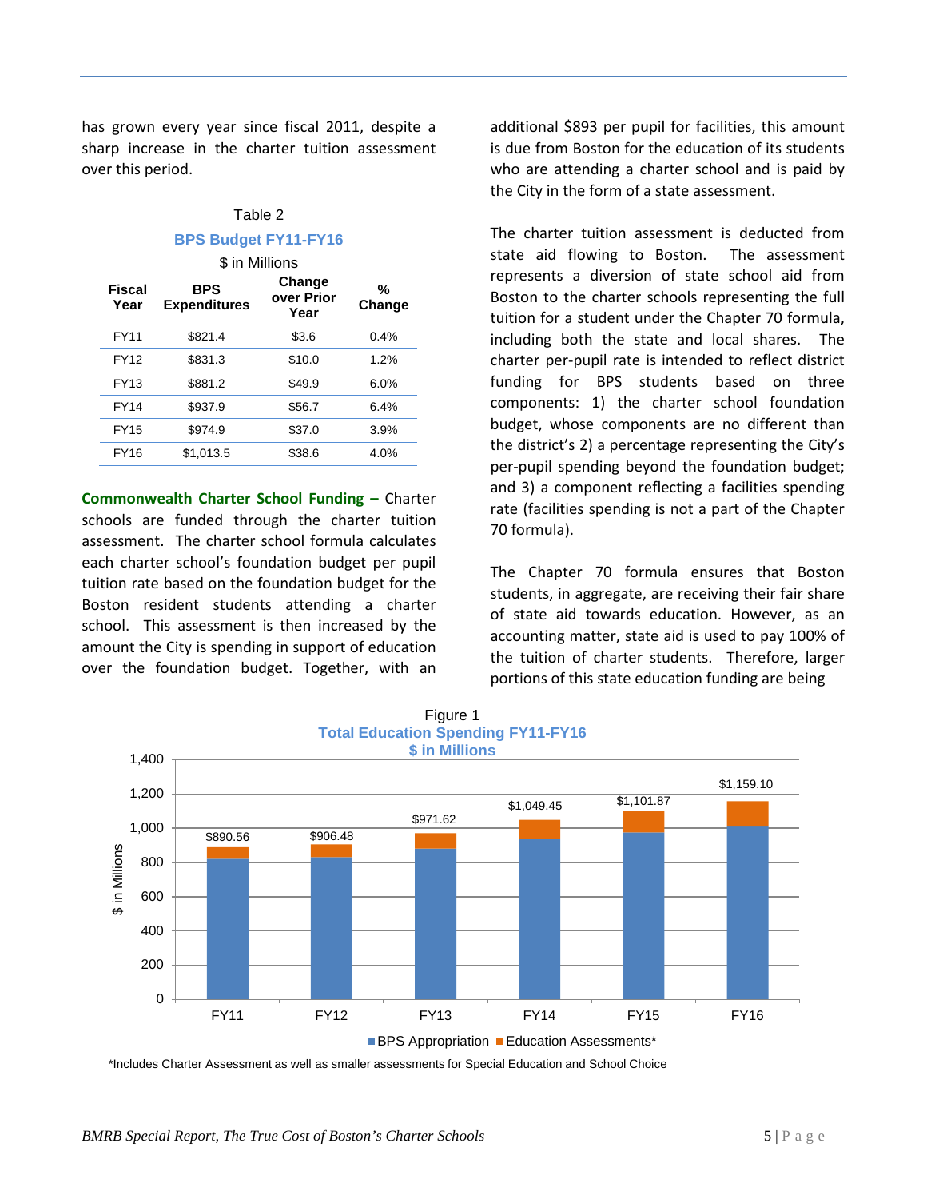has grown every year since fiscal 2011, despite a sharp increase in the charter tuition assessment over this period.

Table 2

**BPS Budget FY11-FY16**

$ in Millions

| Fiscal Year | BPS Expenditures | Change over Prior Year | % Change |
|---|---|---|---|
| FY11 | $821.4 | $3.6 | 0.4% |
| FY12 | $831.3 | $10.0 | 1.2% |
| FY13 | $881.2 | $49.9 | 6.0% |
| FY14 | $937.9 | $56.7 | 6.4% |
| FY15 | $974.9 | $37.0 | 3.9% |
| FY16 | $1,013.5 | $38.6 | 4.0% |

**Commonwealth Charter School Funding –** Charter schools are funded through the charter tuition assessment. The charter school formula calculates each charter school's foundation budget per pupil tuition rate based on the foundation budget for the Boston resident students attending a charter school. This assessment is then increased by the amount the City is spending in support of education over the foundation budget. Together, with an additional $893 per pupil for facilities, this amount is due from Boston for the education of its students who are attending a charter school and is paid by the City in the form of a state assessment.

The charter tuition assessment is deducted from state aid flowing to Boston. The assessment represents a diversion of state school aid from Boston to the charter schools representing the full tuition for a student under the Chapter 70 formula, including both the state and local shares. The charter per-pupil rate is intended to reflect district funding for BPS students based on three components: 1) the charter school foundation budget, whose components are no different than the district's 2) a percentage representing the City's per-pupil spending beyond the foundation budget; and 3) a component reflecting a facilities spending rate (facilities spending is not a part of the Chapter 70 formula).

The Chapter 70 formula ensures that Boston students, in aggregate, are receiving their fair share of state aid towards education. However, as an accounting matter, state aid is used to pay 100% of the tuition of charter students. Therefore, larger portions of this state education funding are being

Figure 1

**Total Education Spending FY11-FY16**

**$ in Millions**

| Fiscal Year | Total ($ in Millions) |
|---|---|
| FY11 | $890.56 |
| FY12 | $906.48 |
| FY13 | $971.62 |
| FY14 | $1,049.45 |
| FY15 | $1,101.87 |
| FY16 | $1,159.10 |

BPS Appropriation / Education Assessments*

*Includes Charter Assessment as well as smaller assessments for Special Education and School Choice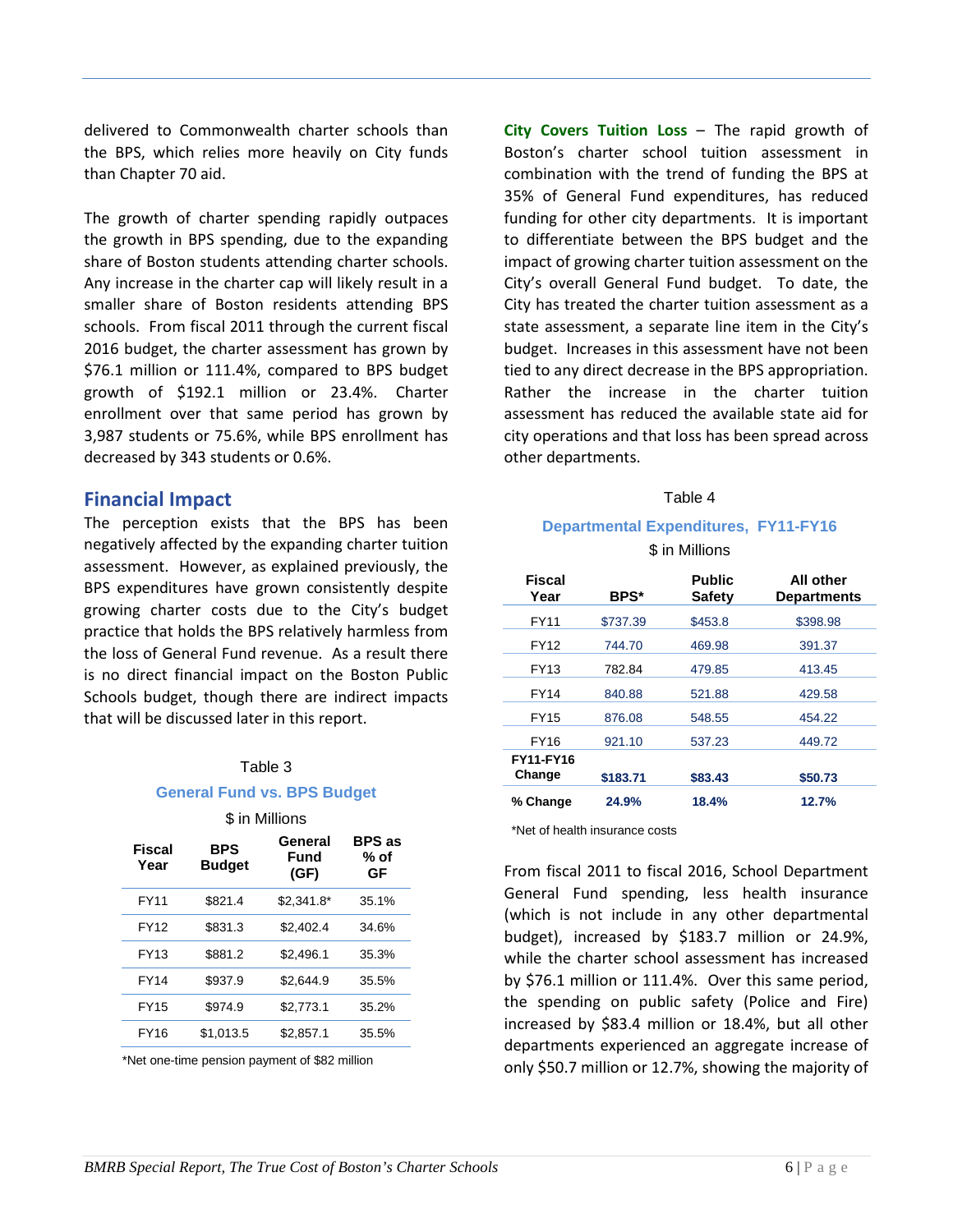delivered to Commonwealth charter schools than the BPS, which relies more heavily on City funds than Chapter 70 aid.

The growth of charter spending rapidly outpaces the growth in BPS spending, due to the expanding share of Boston students attending charter schools. Any increase in the charter cap will likely result in a smaller share of Boston residents attending BPS schools. From fiscal 2011 through the current fiscal 2016 budget, the charter assessment has grown by $76.1 million or 111.4%, compared to BPS budget growth of $192.1 million or 23.4%. Charter enrollment over that same period has grown by 3,987 students or 75.6%, while BPS enrollment has decreased by 343 students or 0.6%.

## Financial Impact

The perception exists that the BPS has been negatively affected by the expanding charter tuition assessment. However, as explained previously, the BPS expenditures have grown consistently despite growing charter costs due to the City's budget practice that holds the BPS relatively harmless from the loss of General Fund revenue. As a result there is no direct financial impact on the Boston Public Schools budget, though there are indirect impacts that will be discussed later in this report.

Table 3

**General Fund vs. BPS Budget**

$ in Millions

| Fiscal Year | BPS Budget | General Fund (GF) | BPS as % of GF |
|---|---|---|---|
| FY11 | $821.4 | $2,341.8* | 35.1% |
| FY12 | $831.3 | $2,402.4 | 34.6% |
| FY13 | $881.2 | $2,496.1 | 35.3% |
| FY14 | $937.9 | $2,644.9 | 35.5% |
| FY15 | $974.9 | $2,773.1 | 35.2% |
| FY16 | $1,013.5 | $2,857.1 | 35.5% |

*Net one-time pension payment of $82 million

**City Covers Tuition Loss** – The rapid growth of Boston's charter school tuition assessment in combination with the trend of funding the BPS at 35% of General Fund expenditures, has reduced funding for other city departments. It is important to differentiate between the BPS budget and the impact of growing charter tuition assessment on the City's overall General Fund budget. To date, the City has treated the charter tuition assessment as a state assessment, a separate line item in the City's budget. Increases in this assessment have not been tied to any direct decrease in the BPS appropriation. Rather the increase in the charter tuition assessment has reduced the available state aid for city operations and that loss has been spread across other departments.

Table 4

**Departmental Expenditures, FY11-FY16**

$ in Millions

| Fiscal Year | BPS* | Public Safety | All other Departments |
|---|---|---|---|
| FY11 | $737.39 | $453.8 | $398.98 |
| FY12 | 744.70 | 469.98 | 391.37 |
| FY13 | 782.84 | 479.85 | 413.45 |
| FY14 | 840.88 | 521.88 | 429.58 |
| FY15 | 876.08 | 548.55 | 454.22 |
| FY16 | 921.10 | 537.23 | 449.72 |
| **FY11-FY16 Change** | **$183.71** | **$83.43** | **$50.73** |
| **% Change** | **24.9%** | **18.4%** | **12.7%** |

*Net of health insurance costs

From fiscal 2011 to fiscal 2016, School Department General Fund spending, less health insurance (which is not include in any other departmental budget), increased by $183.7 million or 24.9%, while the charter school assessment has increased by $76.1 million or 111.4%. Over this same period, the spending on public safety (Police and Fire) increased by $83.4 million or 18.4%, but all other departments experienced an aggregate increase of only $50.7 million or 12.7%, showing the majority of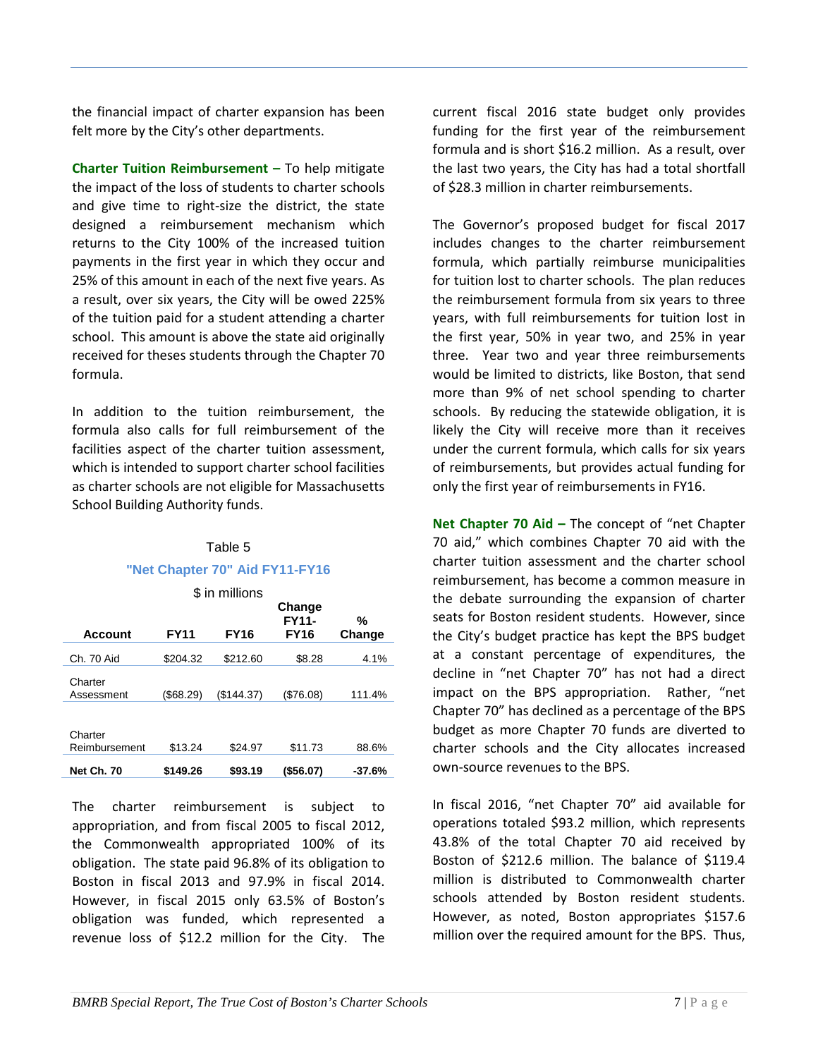the financial impact of charter expansion has been felt more by the City's other departments.

**Charter Tuition Reimbursement –** To help mitigate the impact of the loss of students to charter schools and give time to right-size the district, the state designed a reimbursement mechanism which returns to the City 100% of the increased tuition payments in the first year in which they occur and 25% of this amount in each of the next five years. As a result, over six years, the City will be owed 225% of the tuition paid for a student attending a charter school. This amount is above the state aid originally received for theses students through the Chapter 70 formula.

In addition to the tuition reimbursement, the formula also calls for full reimbursement of the facilities aspect of the charter tuition assessment, which is intended to support charter school facilities as charter schools are not eligible for Massachusetts School Building Authority funds.

Table 5

**"Net Chapter 70" Aid FY11-FY16**

$ in millions

| Account | FY11 | FY16 | Change FY11-FY16 | % Change |
|---|---|---|---|---|
| Ch. 70 Aid | $204.32 | $212.60 | $8.28 | 4.1% |
| Charter Assessment | ($68.29) | ($144.37) | ($76.08) | 111.4% |
| Charter Reimbursement | $13.24 | $24.97 | $11.73 | 88.6% |
| **Net Ch. 70** | **$149.26** | **$93.19** | **($56.07)** | **-37.6%** |

The charter reimbursement is subject to appropriation, and from fiscal 2005 to fiscal 2012, the Commonwealth appropriated 100% of its obligation. The state paid 96.8% of its obligation to Boston in fiscal 2013 and 97.9% in fiscal 2014. However, in fiscal 2015 only 63.5% of Boston's obligation was funded, which represented a revenue loss of $12.2 million for the City. The current fiscal 2016 state budget only provides funding for the first year of the reimbursement formula and is short $16.2 million. As a result, over the last two years, the City has had a total shortfall of $28.3 million in charter reimbursements.

The Governor's proposed budget for fiscal 2017 includes changes to the charter reimbursement formula, which partially reimburse municipalities for tuition lost to charter schools. The plan reduces the reimbursement formula from six years to three years, with full reimbursements for tuition lost in the first year, 50% in year two, and 25% in year three. Year two and year three reimbursements would be limited to districts, like Boston, that send more than 9% of net school spending to charter schools. By reducing the statewide obligation, it is likely the City will receive more than it receives under the current formula, which calls for six years of reimbursements, but provides actual funding for only the first year of reimbursements in FY16.

**Net Chapter 70 Aid –** The concept of "net Chapter 70 aid," which combines Chapter 70 aid with the charter tuition assessment and the charter school reimbursement, has become a common measure in the debate surrounding the expansion of charter seats for Boston resident students. However, since the City's budget practice has kept the BPS budget at a constant percentage of expenditures, the decline in "net Chapter 70" has not had a direct impact on the BPS appropriation. Rather, "net Chapter 70" has declined as a percentage of the BPS budget as more Chapter 70 funds are diverted to charter schools and the City allocates increased own-source revenues to the BPS.

In fiscal 2016, "net Chapter 70" aid available for operations totaled $93.2 million, which represents 43.8% of the total Chapter 70 aid received by Boston of $212.6 million. The balance of $119.4 million is distributed to Commonwealth charter schools attended by Boston resident students. However, as noted, Boston appropriates $157.6 million over the required amount for the BPS. Thus,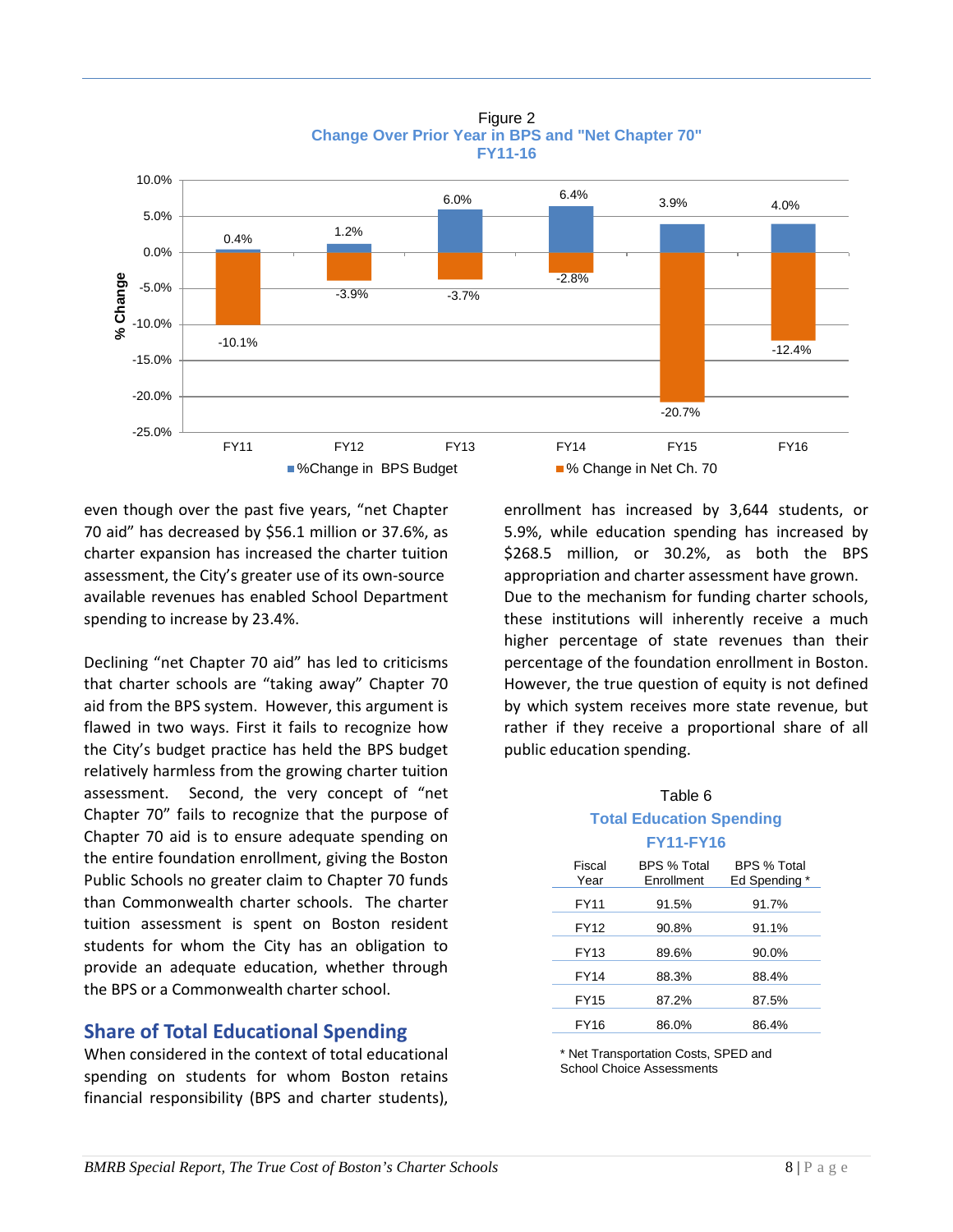Figure 2

**Change Over Prior Year in BPS and "Net Chapter 70" FY11-16**

| | FY11 | FY12 | FY13 | FY14 | FY15 | FY16 |
|---|---|---|---|---|---|---|
| %Change in BPS Budget | 0.4% | 1.2% | 6.0% | 6.4% | 3.9% | 4.0% |
| % Change in Net Ch. 70 | -10.1% | -3.9% | -3.7% | -2.8% | -20.7% | -12.4% |

even though over the past five years, "net Chapter 70 aid" has decreased by $56.1 million or 37.6%, as charter expansion has increased the charter tuition assessment, the City's greater use of its own-source available revenues has enabled School Department spending to increase by 23.4%.

Declining "net Chapter 70 aid" has led to criticisms that charter schools are "taking away" Chapter 70 aid from the BPS system. However, this argument is flawed in two ways. First it fails to recognize how the City's budget practice has held the BPS budget relatively harmless from the growing charter tuition assessment. Second, the very concept of "net Chapter 70" fails to recognize that the purpose of Chapter 70 aid is to ensure adequate spending on the entire foundation enrollment, giving the Boston Public Schools no greater claim to Chapter 70 funds than Commonwealth charter schools. The charter tuition assessment is spent on Boston resident students for whom the City has an obligation to provide an adequate education, whether through the BPS or a Commonwealth charter school.

## Share of Total Educational Spending

When considered in the context of total educational spending on students for whom Boston retains financial responsibility (BPS and charter students), enrollment has increased by 3,644 students, or 5.9%, while education spending has increased by $268.5 million, or 30.2%, as both the BPS appropriation and charter assessment have grown. Due to the mechanism for funding charter schools, these institutions will inherently receive a much higher percentage of state revenues than their percentage of the foundation enrollment in Boston. However, the true question of equity is not defined by which system receives more state revenue, but rather if they receive a proportional share of all public education spending.

Table 6

**Total Education Spending FY11-FY16**

| Fiscal Year | BPS % Total Enrollment | BPS % Total Ed Spending * |
|---|---|---|
| FY11 | 91.5% | 91.7% |
| FY12 | 90.8% | 91.1% |
| FY13 | 89.6% | 90.0% |
| FY14 | 88.3% | 88.4% |
| FY15 | 87.2% | 87.5% |
| FY16 | 86.0% | 86.4% |

* Net Transportation Costs, SPED and School Choice Assessments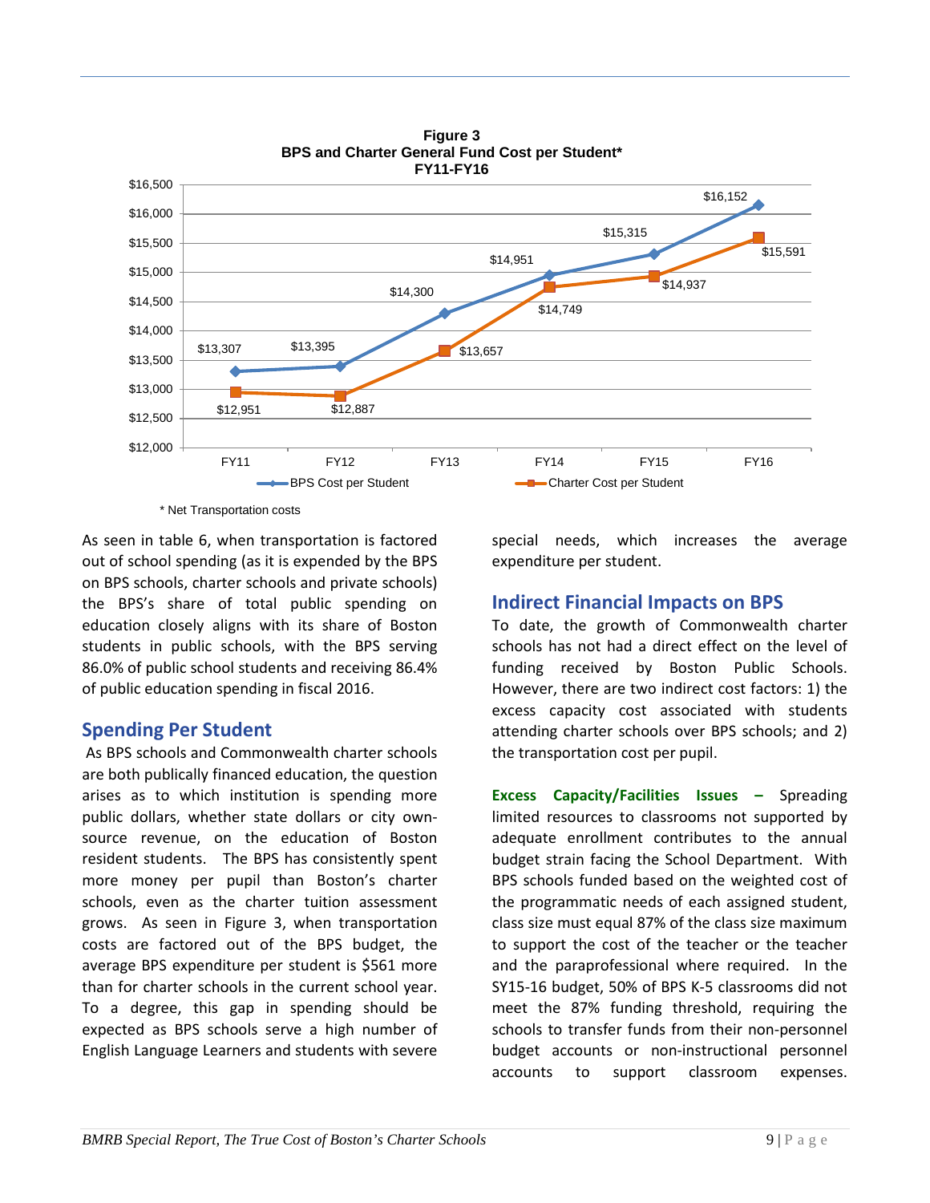**Figure 3**
**BPS and Charter General Fund Cost per Student***
**FY11-FY16**

| | FY11 | FY12 | FY13 | FY14 | FY15 | FY16 |
|---|---|---|---|---|---|---|
| BPS Cost per Student | $13,307 | $13,395 | $14,300 | $14,951 | $15,315 | $16,152 |
| Charter Cost per Student | $12,951 | $12,887 | $13,657 | $14,749 | $14,937 | $15,591 |

\* Net Transportation costs

As seen in table 6, when transportation is factored out of school spending (as it is expended by the BPS on BPS schools, charter schools and private schools) the BPS's share of total public spending on education closely aligns with its share of Boston students in public schools, with the BPS serving 86.0% of public school students and receiving 86.4% of public education spending in fiscal 2016.

## Spending Per Student

As BPS schools and Commonwealth charter schools are both publically financed education, the question arises as to which institution is spending more public dollars, whether state dollars or city own-source revenue, on the education of Boston resident students. The BPS has consistently spent more money per pupil than Boston's charter schools, even as the charter tuition assessment grows. As seen in Figure 3, when transportation costs are factored out of the BPS budget, the average BPS expenditure per student is $561 more than for charter schools in the current school year. To a degree, this gap in spending should be expected as BPS schools serve a high number of English Language Learners and students with severe special needs, which increases the average expenditure per student.

## Indirect Financial Impacts on BPS

To date, the growth of Commonwealth charter schools has not had a direct effect on the level of funding received by Boston Public Schools. However, there are two indirect cost factors: 1) the excess capacity cost associated with students attending charter schools over BPS schools; and 2) the transportation cost per pupil.

**Excess Capacity/Facilities Issues –** Spreading limited resources to classrooms not supported by adequate enrollment contributes to the annual budget strain facing the School Department. With BPS schools funded based on the weighted cost of the programmatic needs of each assigned student, class size must equal 87% of the class size maximum to support the cost of the teacher or the teacher and the paraprofessional where required. In the SY15-16 budget, 50% of BPS K-5 classrooms did not meet the 87% funding threshold, requiring the schools to transfer funds from their non-personnel budget accounts or non-instructional personnel accounts to support classroom expenses.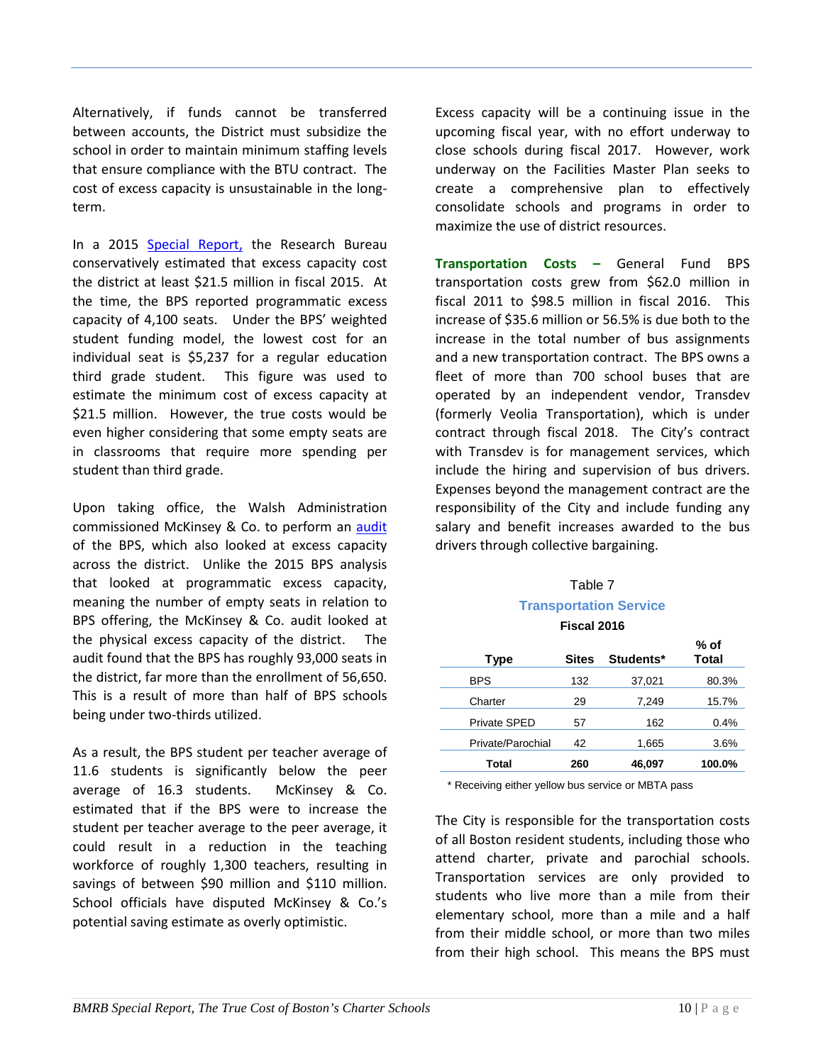Alternatively, if funds cannot be transferred between accounts, the District must subsidize the school in order to maintain minimum staffing levels that ensure compliance with the BTU contract. The cost of excess capacity is unsustainable in the long-term.

In a 2015 [Special Report,](#) the Research Bureau conservatively estimated that excess capacity cost the district at least $21.5 million in fiscal 2015. At the time, the BPS reported programmatic excess capacity of 4,100 seats. Under the BPS' weighted student funding model, the lowest cost for an individual seat is $5,237 for a regular education third grade student. This figure was used to estimate the minimum cost of excess capacity at $21.5 million. However, the true costs would be even higher considering that some empty seats are in classrooms that require more spending per student than third grade.

Upon taking office, the Walsh Administration commissioned McKinsey & Co. to perform an [audit](#) of the BPS, which also looked at excess capacity across the district. Unlike the 2015 BPS analysis that looked at programmatic excess capacity, meaning the number of empty seats in relation to BPS offering, the McKinsey & Co. audit looked at the physical excess capacity of the district. The audit found that the BPS has roughly 93,000 seats in the district, far more than the enrollment of 56,650. This is a result of more than half of BPS schools being under two-thirds utilized.

As a result, the BPS student per teacher average of 11.6 students is significantly below the peer average of 16.3 students. McKinsey & Co. estimated that if the BPS were to increase the student per teacher average to the peer average, it could result in a reduction in the teaching workforce of roughly 1,300 teachers, resulting in savings of between $90 million and $110 million. School officials have disputed McKinsey & Co.'s potential saving estimate as overly optimistic.

Excess capacity will be a continuing issue in the upcoming fiscal year, with no effort underway to close schools during fiscal 2017. However, work underway on the Facilities Master Plan seeks to create a comprehensive plan to effectively consolidate schools and programs in order to maximize the use of district resources.

**Transportation Costs –** General Fund BPS transportation costs grew from $62.0 million in fiscal 2011 to $98.5 million in fiscal 2016. This increase of $35.6 million or 56.5% is due both to the increase in the total number of bus assignments and a new transportation contract. The BPS owns a fleet of more than 700 school buses that are operated by an independent vendor, Transdev (formerly Veolia Transportation), which is under contract through fiscal 2018. The City's contract with Transdev is for management services, which include the hiring and supervision of bus drivers. Expenses beyond the management contract are the responsibility of the City and include funding any salary and benefit increases awarded to the bus drivers through collective bargaining.

Table 7

**Transportation Service**

**Fiscal 2016**

| Type | Sites | Students* | % of Total |
|---|---|---|---|
| BPS | 132 | 37,021 | 80.3% |
| Charter | 29 | 7,249 | 15.7% |
| Private SPED | 57 | 162 | 0.4% |
| Private/Parochial | 42 | 1,665 | 3.6% |
| **Total** | **260** | **46,097** | **100.0%** |

\* Receiving either yellow bus service or MBTA pass

The City is responsible for the transportation costs of all Boston resident students, including those who attend charter, private and parochial schools. Transportation services are only provided to students who live more than a mile from their elementary school, more than a mile and a half from their middle school, or more than two miles from their high school. This means the BPS must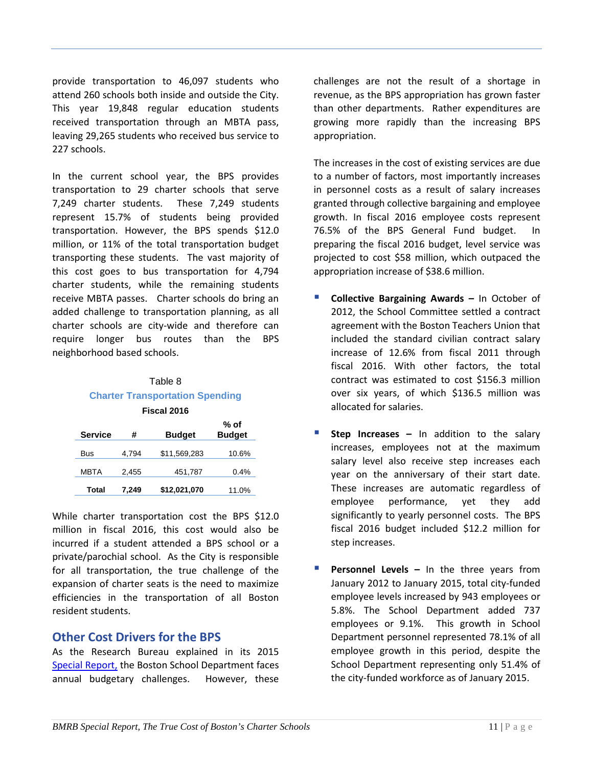provide transportation to 46,097 students who attend 260 schools both inside and outside the City. This year 19,848 regular education students received transportation through an MBTA pass, leaving 29,265 students who received bus service to 227 schools.

In the current school year, the BPS provides transportation to 29 charter schools that serve 7,249 charter students. These 7,249 students represent 15.7% of students being provided transportation. However, the BPS spends $12.0 million, or 11% of the total transportation budget transporting these students. The vast majority of this cost goes to bus transportation for 4,794 charter students, while the remaining students receive MBTA passes. Charter schools do bring an added challenge to transportation planning, as all charter schools are city-wide and therefore can require longer bus routes than the BPS neighborhood based schools.

Table 8

**Charter Transportation Spending**

**Fiscal 2016**

| Service | # | Budget | % of Budget |
|---|---|---|---|
| Bus | 4,794 | $11,569,283 | 10.6% |
| MBTA | 2,455 | 451,787 | 0.4% |
| **Total** | **7,249** | **$12,021,070** | 11.0% |

While charter transportation cost the BPS $12.0 million in fiscal 2016, this cost would also be incurred if a student attended a BPS school or a private/parochial school. As the City is responsible for all transportation, the true challenge of the expansion of charter seats is the need to maximize efficiencies in the transportation of all Boston resident students.

## Other Cost Drivers for the BPS

As the Research Bureau explained in its 2015 Special Report, the Boston School Department faces annual budgetary challenges. However, these challenges are not the result of a shortage in revenue, as the BPS appropriation has grown faster than other departments. Rather expenditures are growing more rapidly than the increasing BPS appropriation.

The increases in the cost of existing services are due to a number of factors, most importantly increases in personnel costs as a result of salary increases granted through collective bargaining and employee growth. In fiscal 2016 employee costs represent 76.5% of the BPS General Fund budget. In preparing the fiscal 2016 budget, level service was projected to cost $58 million, which outpaced the appropriation increase of $38.6 million.

- **Collective Bargaining Awards –** In October of 2012, the School Committee settled a contract agreement with the Boston Teachers Union that included the standard civilian contract salary increase of 12.6% from fiscal 2011 through fiscal 2016. With other factors, the total contract was estimated to cost $156.3 million over six years, of which $136.5 million was allocated for salaries.

- **Step Increases –** In addition to the salary increases, employees not at the maximum salary level also receive step increases each year on the anniversary of their start date. These increases are automatic regardless of employee performance, yet they add significantly to yearly personnel costs. The BPS fiscal 2016 budget included $12.2 million for step increases.

- **Personnel Levels –** In the three years from January 2012 to January 2015, total city-funded employee levels increased by 943 employees or 5.8%. The School Department added 737 employees or 9.1%. This growth in School Department personnel represented 78.1% of all employee growth in this period, despite the School Department representing only 51.4% of the city-funded workforce as of January 2015.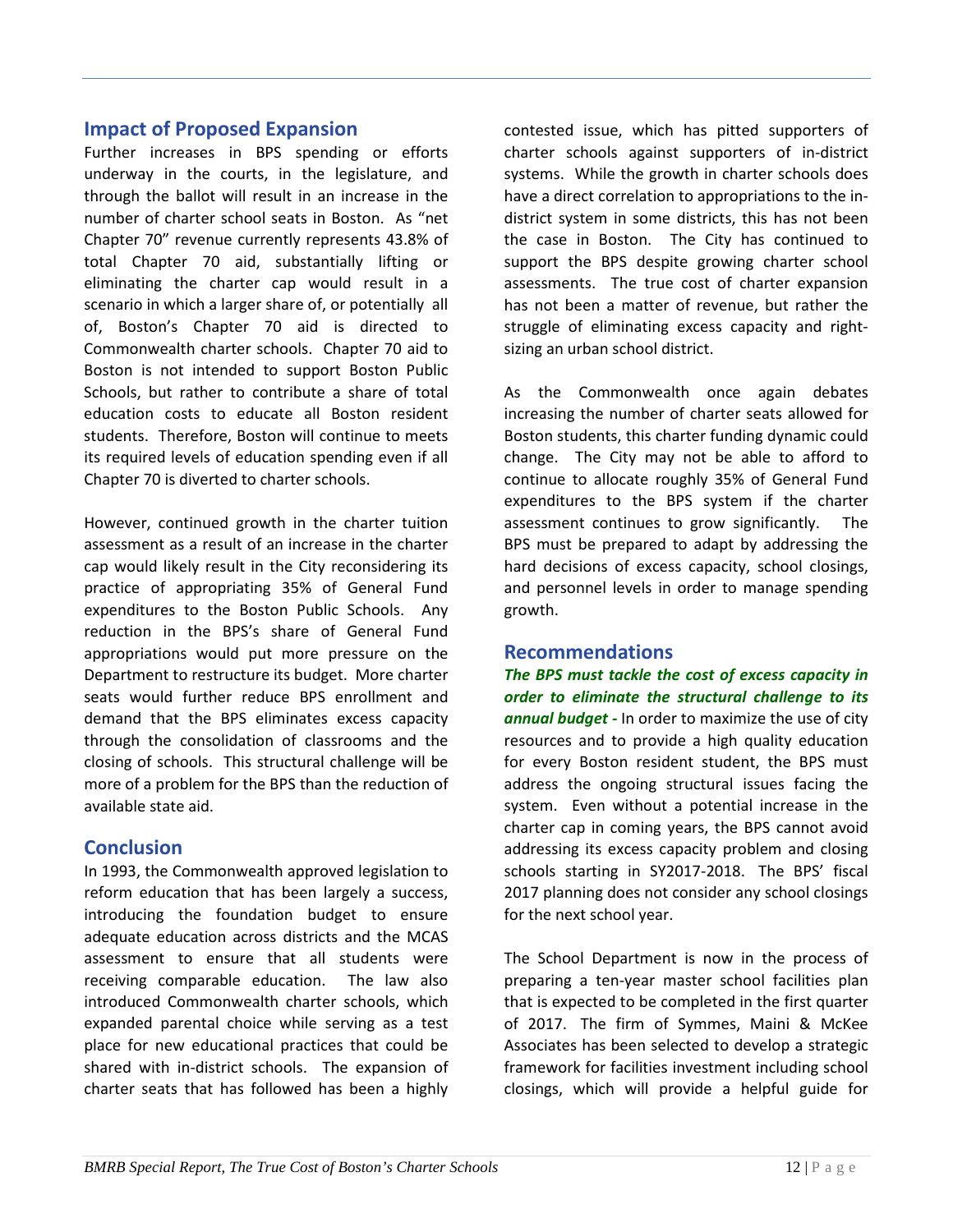## Impact of Proposed Expansion

Further increases in BPS spending or efforts underway in the courts, in the legislature, and through the ballot will result in an increase in the number of charter school seats in Boston. As "net Chapter 70" revenue currently represents 43.8% of total Chapter 70 aid, substantially lifting or eliminating the charter cap would result in a scenario in which a larger share of, or potentially all of, Boston's Chapter 70 aid is directed to Commonwealth charter schools. Chapter 70 aid to Boston is not intended to support Boston Public Schools, but rather to contribute a share of total education costs to educate all Boston resident students. Therefore, Boston will continue to meets its required levels of education spending even if all Chapter 70 is diverted to charter schools.

However, continued growth in the charter tuition assessment as a result of an increase in the charter cap would likely result in the City reconsidering its practice of appropriating 35% of General Fund expenditures to the Boston Public Schools. Any reduction in the BPS's share of General Fund appropriations would put more pressure on the Department to restructure its budget. More charter seats would further reduce BPS enrollment and demand that the BPS eliminates excess capacity through the consolidation of classrooms and the closing of schools. This structural challenge will be more of a problem for the BPS than the reduction of available state aid.

## Conclusion

In 1993, the Commonwealth approved legislation to reform education that has been largely a success, introducing the foundation budget to ensure adequate education across districts and the MCAS assessment to ensure that all students were receiving comparable education. The law also introduced Commonwealth charter schools, which expanded parental choice while serving as a test place for new educational practices that could be shared with in-district schools. The expansion of charter seats that has followed has been a highly contested issue, which has pitted supporters of charter schools against supporters of in-district systems. While the growth in charter schools does have a direct correlation to appropriations to the in-district system in some districts, this has not been the case in Boston. The City has continued to support the BPS despite growing charter school assessments. The true cost of charter expansion has not been a matter of revenue, but rather the struggle of eliminating excess capacity and right-sizing an urban school district.

As the Commonwealth once again debates increasing the number of charter seats allowed for Boston students, this charter funding dynamic could change. The City may not be able to afford to continue to allocate roughly 35% of General Fund expenditures to the BPS system if the charter assessment continues to grow significantly. The BPS must be prepared to adapt by addressing the hard decisions of excess capacity, school closings, and personnel levels in order to manage spending growth.

## Recommendations

***The BPS must tackle the cost of excess capacity in order to eliminate the structural challenge to its annual budget -*** In order to maximize the use of city resources and to provide a high quality education for every Boston resident student, the BPS must address the ongoing structural issues facing the system. Even without a potential increase in the charter cap in coming years, the BPS cannot avoid addressing its excess capacity problem and closing schools starting in SY2017-2018. The BPS' fiscal 2017 planning does not consider any school closings for the next school year.

The School Department is now in the process of preparing a ten-year master school facilities plan that is expected to be completed in the first quarter of 2017. The firm of Symmes, Maini & McKee Associates has been selected to develop a strategic framework for facilities investment including school closings, which will provide a helpful guide for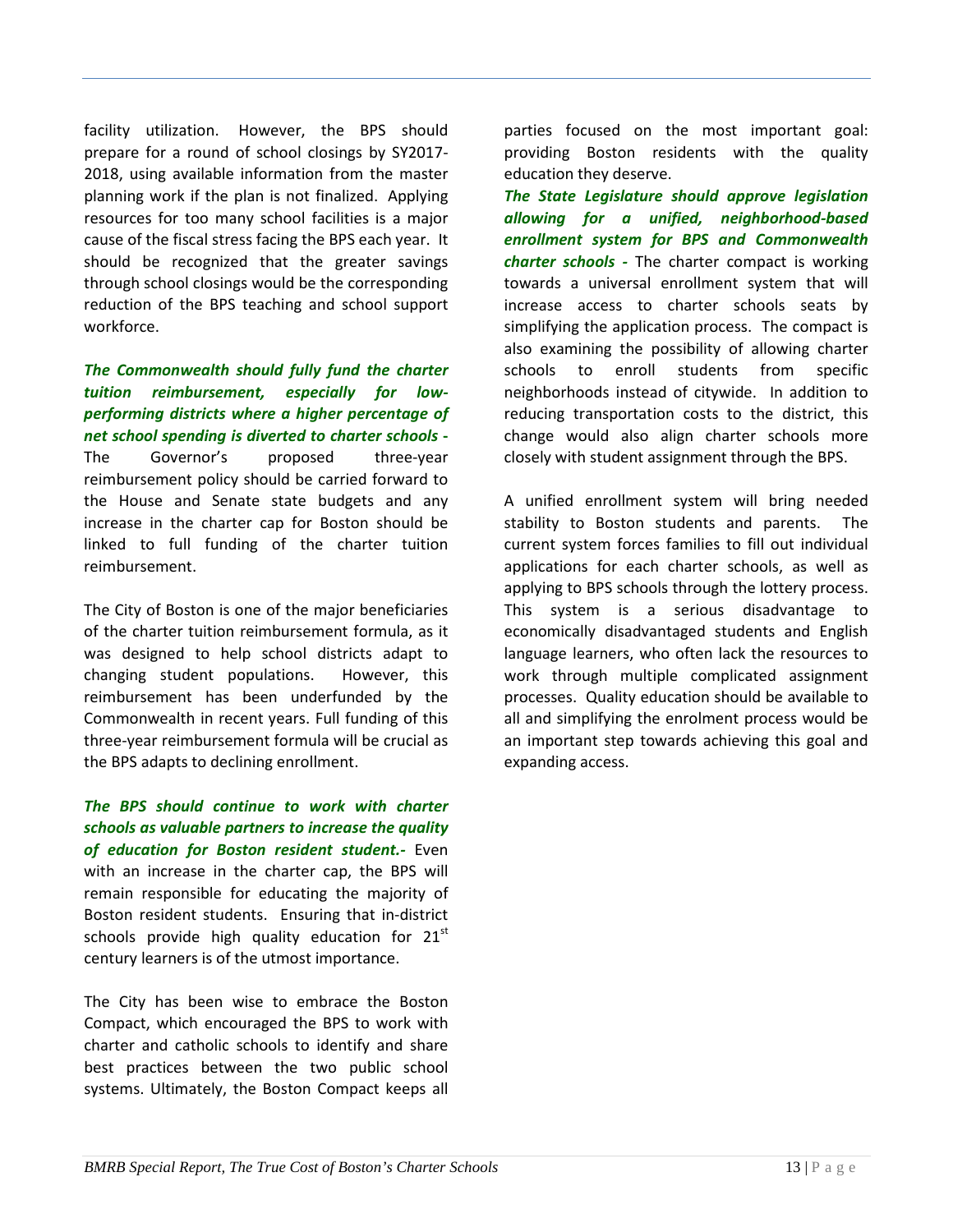facility utilization. However, the BPS should prepare for a round of school closings by SY2017-2018, using available information from the master planning work if the plan is not finalized. Applying resources for too many school facilities is a major cause of the fiscal stress facing the BPS each year. It should be recognized that the greater savings through school closings would be the corresponding reduction of the BPS teaching and school support workforce.

***The Commonwealth should fully fund the charter tuition reimbursement, especially for low-performing districts where a higher percentage of net school spending is diverted to charter schools -*** The Governor's proposed three-year reimbursement policy should be carried forward to the House and Senate state budgets and any increase in the charter cap for Boston should be linked to full funding of the charter tuition reimbursement.

The City of Boston is one of the major beneficiaries of the charter tuition reimbursement formula, as it was designed to help school districts adapt to changing student populations. However, this reimbursement has been underfunded by the Commonwealth in recent years. Full funding of this three-year reimbursement formula will be crucial as the BPS adapts to declining enrollment.

***The BPS should continue to work with charter schools as valuable partners to increase the quality of education for Boston resident student.-*** Even with an increase in the charter cap, the BPS will remain responsible for educating the majority of Boston resident students. Ensuring that in-district schools provide high quality education for 21st century learners is of the utmost importance.

The City has been wise to embrace the Boston Compact, which encouraged the BPS to work with charter and catholic schools to identify and share best practices between the two public school systems. Ultimately, the Boston Compact keeps all parties focused on the most important goal: providing Boston residents with the quality education they deserve.

***The State Legislature should approve legislation allowing for a unified, neighborhood-based enrollment system for BPS and Commonwealth charter schools -*** The charter compact is working towards a universal enrollment system that will increase access to charter schools seats by simplifying the application process. The compact is also examining the possibility of allowing charter schools to enroll students from specific neighborhoods instead of citywide. In addition to reducing transportation costs to the district, this change would also align charter schools more closely with student assignment through the BPS.

A unified enrollment system will bring needed stability to Boston students and parents. The current system forces families to fill out individual applications for each charter schools, as well as applying to BPS schools through the lottery process. This system is a serious disadvantage to economically disadvantaged students and English language learners, who often lack the resources to work through multiple complicated assignment processes. Quality education should be available to all and simplifying the enrolment process would be an important step towards achieving this goal and expanding access.